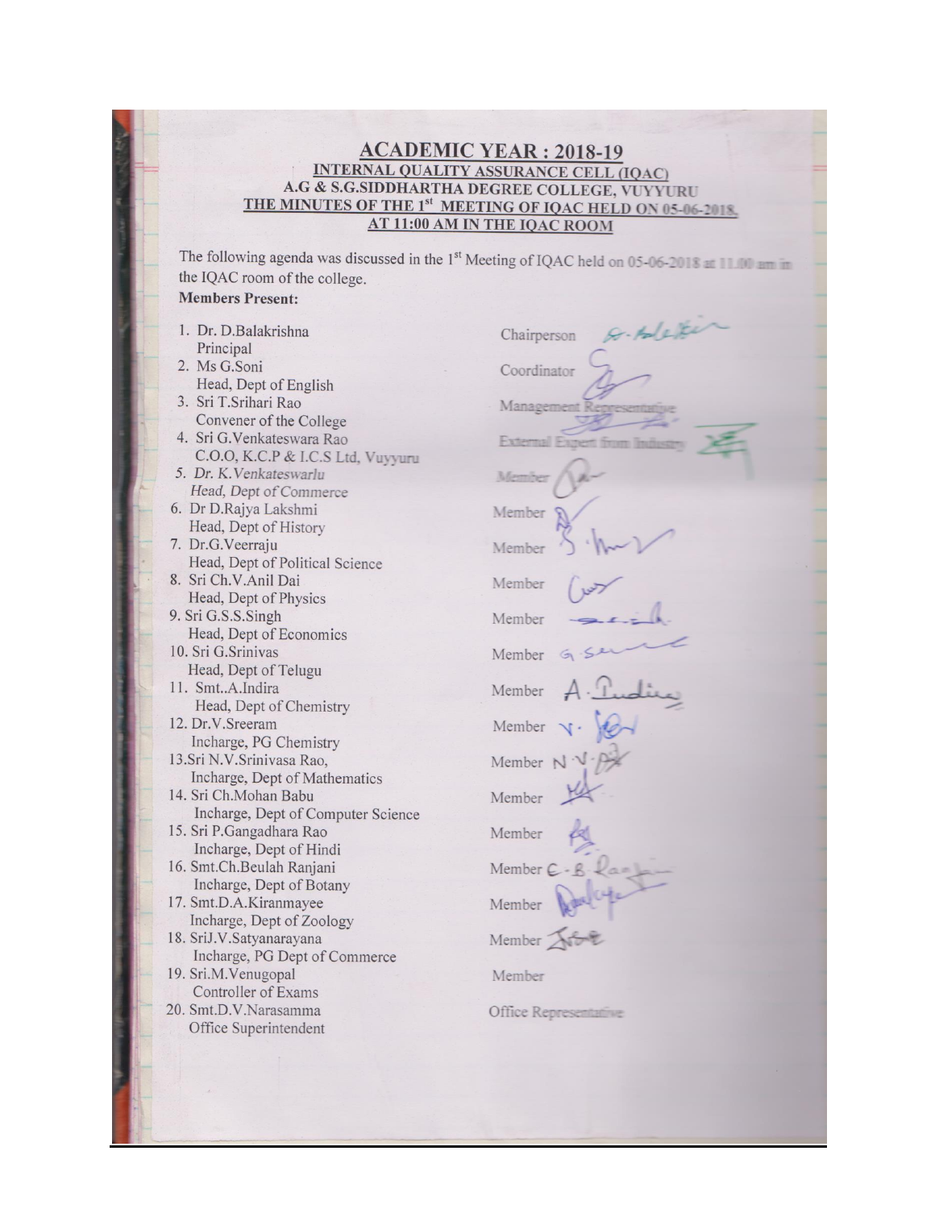# ACADEMIC YEAR : 2018-19

## INTERNAL QUALITY ASSURANCE CELL (IQAC)

## A.G & S.G.SIDDHARTHA DEGREE COLLEGE, VUYYURU

## THE MINUTES OF THE 1st MEETING OF IQAC HELD ON 05-06-2018, AT 11:00 AM IN THE IQAC ROOM

The following agenda was discussed in the 1st Meeting of IQAC held on 05-06-2018 at 11.00 am in the IQAC room of the college.

**Members Present:**

1. Dr. D.Balakrishna, Principal — Chairperson
2. Ms G.Soni, Head, Dept of English — Coordinator
3. Sri T.Srihari Rao, Convener of the College — Management Representative
4. Sri G.Venkateswara Rao, C.O.O, K.C.P & I.C.S Ltd, Vuyyuru — External Expert from Industry
5. Dr. K.Venkateswarlu, Head, Dept of Commerce — Member
6. Dr D.Rajya Lakshmi, Head, Dept of History — Member
7. Dr.G.Veerraju, Head, Dept of Political Science — Member
8. Sri Ch.V.Anil Dai, Head, Dept of Physics — Member
9. Sri G.S.S.Singh, Head, Dept of Economics — Member
10. Sri G.Srinivas, Head, Dept of Telugu — Member
11. Smt..A.Indira, Head, Dept of Chemistry — Member
12. Dr.V.Sreeram, Incharge, PG Chemistry — Member
13. Sri N.V.Srinivasa Rao, Incharge, Dept of Mathematics — Member
14. Sri Ch.Mohan Babu, Incharge, Dept of Computer Science — Member
15. Sri P.Gangadhara Rao, Incharge, Dept of Hindi — Member
16. Smt.Ch.Beulah Ranjani, Incharge, Dept of Botany — Member
17. Smt.D.A.Kiranmayee, Incharge, Dept of Zoology — Member
18. SriJ.V.Satyanarayana, Incharge, PG Dept of Commerce — Member
19. Sri.M.Venugopal, Controller of Exams — Member
20. Smt.D.V.Narasamma, Office Superintendent — Office Representative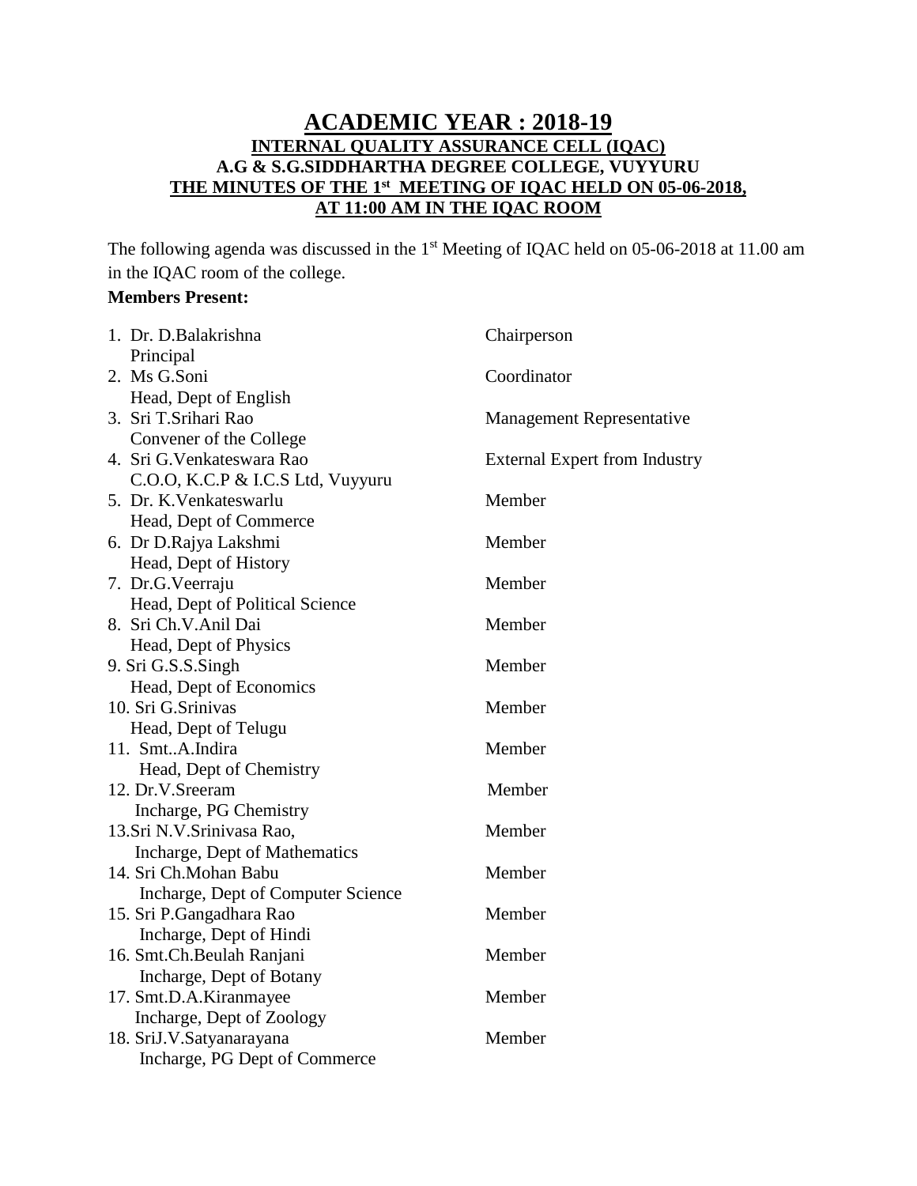# ACADEMIC YEAR : 2018-19

## INTERNAL QUALITY ASSURANCE CELL (IQAC)

## A.G & S.G.SIDDHARTHA DEGREE COLLEGE, VUYYURU

## THE MINUTES OF THE 1st MEETING OF IQAC HELD ON 05-06-2018, AT 11:00 AM IN THE IQAC ROOM

The following agenda was discussed in the 1st Meeting of IQAC held on 05-06-2018 at 11.00 am in the IQAC room of the college.

**Members Present:**

| Member | Role |
|---|---|
| 1. Dr. D.Balakrishna<br>Principal | Chairperson |
| 2. Ms G.Soni<br>Head, Dept of English | Coordinator |
| 3. Sri T.Srihari Rao<br>Convener of the College | Management Representative |
| 4. Sri G.Venkateswara Rao<br>C.O.O, K.C.P & I.C.S Ltd, Vuyyuru | External Expert from Industry |
| 5. Dr. K.Venkateswarlu<br>Head, Dept of Commerce | Member |
| 6. Dr D.Rajya Lakshmi<br>Head, Dept of History | Member |
| 7. Dr.G.Veerraju<br>Head, Dept of Political Science | Member |
| 8. Sri Ch.V.Anil Dai<br>Head, Dept of Physics | Member |
| 9. Sri G.S.S.Singh<br>Head, Dept of Economics | Member |
| 10. Sri G.Srinivas<br>Head, Dept of Telugu | Member |
| 11. Smt..A.Indira<br>Head, Dept of Chemistry | Member |
| 12. Dr.V.Sreeram<br>Incharge, PG Chemistry | Member |
| 13.Sri N.V.Srinivasa Rao,<br>Incharge, Dept of Mathematics | Member |
| 14. Sri Ch.Mohan Babu<br>Incharge, Dept of Computer Science | Member |
| 15. Sri P.Gangadhara Rao<br>Incharge, Dept of Hindi | Member |
| 16. Smt.Ch.Beulah Ranjani<br>Incharge, Dept of Botany | Member |
| 17. Smt.D.A.Kiranmayee<br>Incharge, Dept of Zoology | Member |
| 18. SriJ.V.Satyanarayana<br>Incharge, PG Dept of Commerce | Member |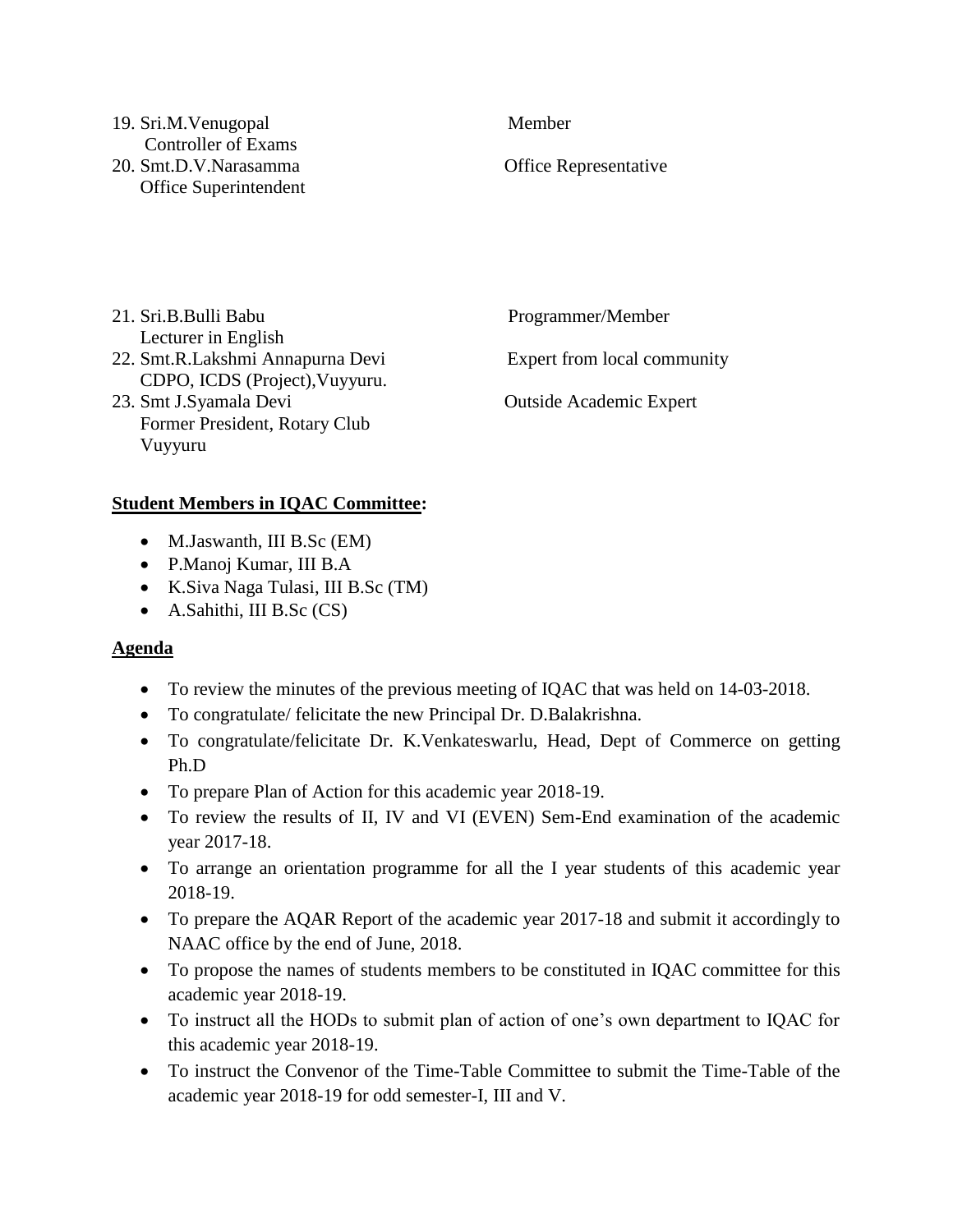19. Sri.M.Venugopal — Member
    Controller of Exams
20. Smt.D.V.Narasamma — Office Representative
    Office Superintendent

21. Sri.B.Bulli Babu — Programmer/Member
    Lecturer in English
22. Smt.R.Lakshmi Annapurna Devi — Expert from local community
    CDPO, ICDS (Project),Vuyyuru.
23. Smt J.Syamala Devi — Outside Academic Expert
    Former President, Rotary Club
    Vuyyuru

**Student Members in IQAC Committee:**

- M.Jaswanth, III B.Sc (EM)
- P.Manoj Kumar, III B.A
- K.Siva Naga Tulasi, III B.Sc (TM)
- A.Sahithi, III B.Sc (CS)

**Agenda**

- To review the minutes of the previous meeting of IQAC that was held on 14-03-2018.
- To congratulate/ felicitate the new Principal Dr. D.Balakrishna.
- To congratulate/felicitate Dr. K.Venkateswarlu, Head, Dept of Commerce on getting Ph.D
- To prepare Plan of Action for this academic year 2018-19.
- To review the results of II, IV and VI (EVEN) Sem-End examination of the academic year 2017-18.
- To arrange an orientation programme for all the I year students of this academic year 2018-19.
- To prepare the AQAR Report of the academic year 2017-18 and submit it accordingly to NAAC office by the end of June, 2018.
- To propose the names of students members to be constituted in IQAC committee for this academic year 2018-19.
- To instruct all the HODs to submit plan of action of one's own department to IQAC for this academic year 2018-19.
- To instruct the Convenor of the Time-Table Committee to submit the Time-Table of the academic year 2018-19 for odd semester-I, III and V.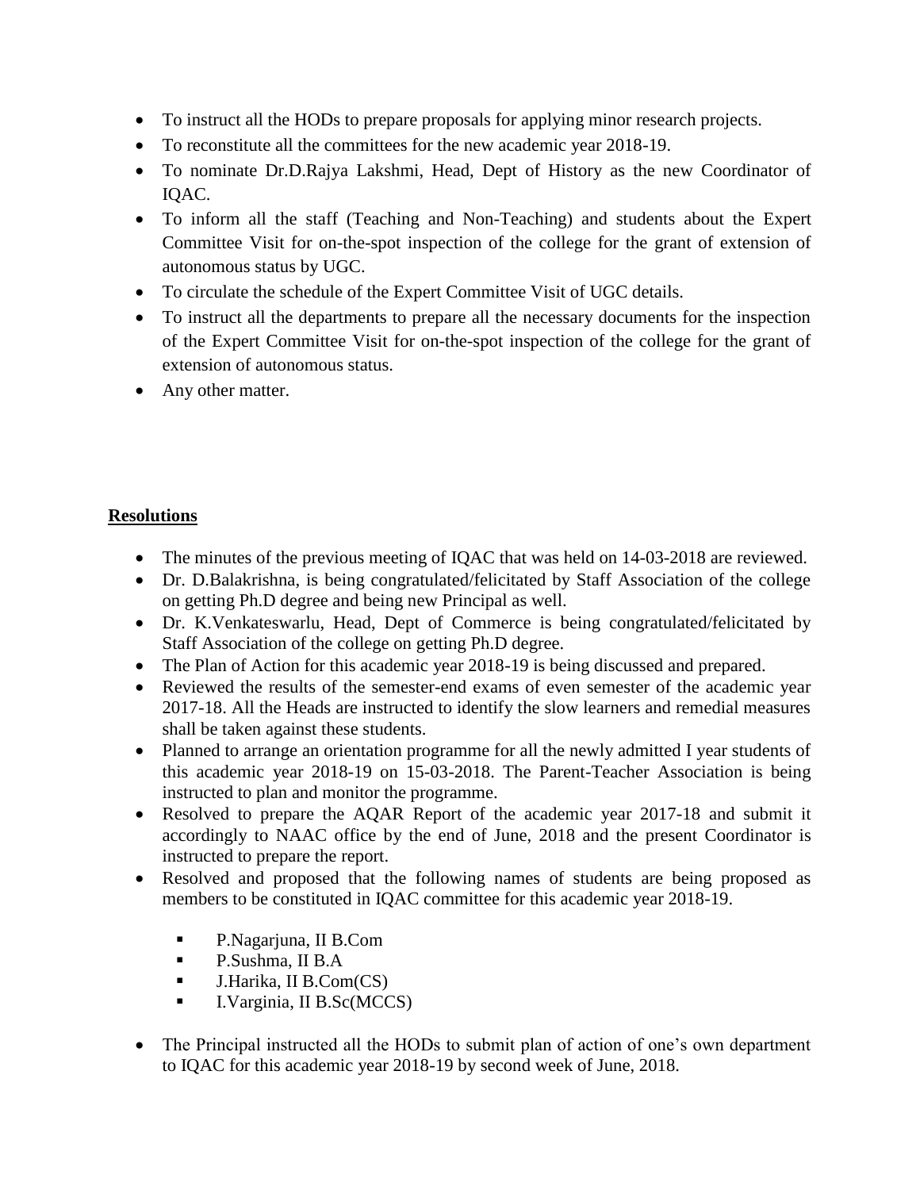- To instruct all the HODs to prepare proposals for applying minor research projects.
- To reconstitute all the committees for the new academic year 2018-19.
- To nominate Dr.D.Rajya Lakshmi, Head, Dept of History as the new Coordinator of IQAC.
- To inform all the staff (Teaching and Non-Teaching) and students about the Expert Committee Visit for on-the-spot inspection of the college for the grant of extension of autonomous status by UGC.
- To circulate the schedule of the Expert Committee Visit of UGC details.
- To instruct all the departments to prepare all the necessary documents for the inspection of the Expert Committee Visit for on-the-spot inspection of the college for the grant of extension of autonomous status.
- Any other matter.

**Resolutions**

- The minutes of the previous meeting of IQAC that was held on 14-03-2018 are reviewed.
- Dr. D.Balakrishna, is being congratulated/felicitated by Staff Association of the college on getting Ph.D degree and being new Principal as well.
- Dr. K.Venkateswarlu, Head, Dept of Commerce is being congratulated/felicitated by Staff Association of the college on getting Ph.D degree.
- The Plan of Action for this academic year 2018-19 is being discussed and prepared.
- Reviewed the results of the semester-end exams of even semester of the academic year 2017-18. All the Heads are instructed to identify the slow learners and remedial measures shall be taken against these students.
- Planned to arrange an orientation programme for all the newly admitted I year students of this academic year 2018-19 on 15-03-2018. The Parent-Teacher Association is being instructed to plan and monitor the programme.
- Resolved to prepare the AQAR Report of the academic year 2017-18 and submit it accordingly to NAAC office by the end of June, 2018 and the present Coordinator is instructed to prepare the report.
- Resolved and proposed that the following names of students are being proposed as members to be constituted in IQAC committee for this academic year 2018-19.
  - P.Nagarjuna, II B.Com
  - P.Sushma, II B.A
  - J.Harika, II B.Com(CS)
  - I.Varginia, II B.Sc(MCCS)
- The Principal instructed all the HODs to submit plan of action of one's own department to IQAC for this academic year 2018-19 by second week of June, 2018.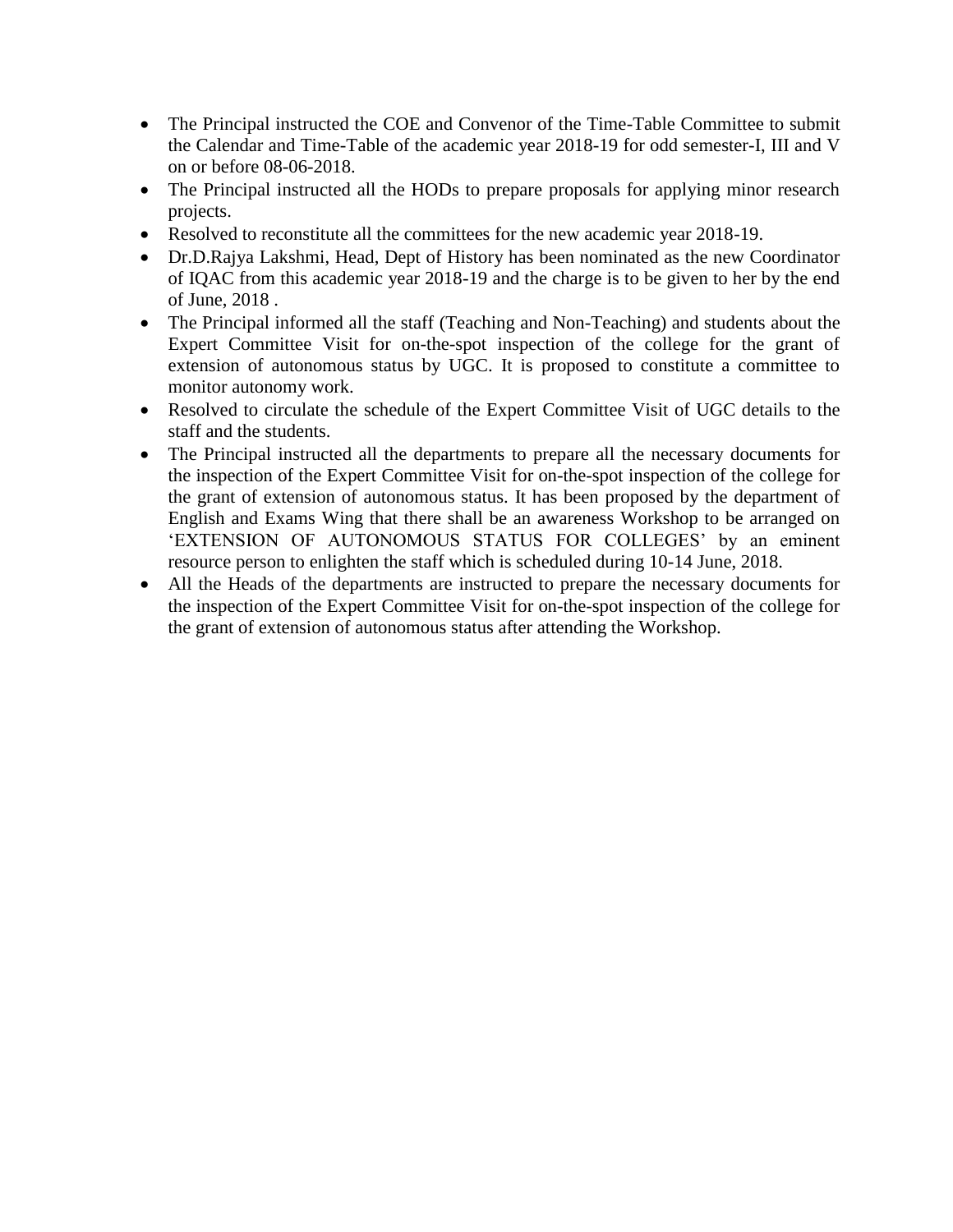- The Principal instructed the COE and Convenor of the Time-Table Committee to submit the Calendar and Time-Table of the academic year 2018-19 for odd semester-I, III and V on or before 08-06-2018.
- The Principal instructed all the HODs to prepare proposals for applying minor research projects.
- Resolved to reconstitute all the committees for the new academic year 2018-19.
- Dr.D.Rajya Lakshmi, Head, Dept of History has been nominated as the new Coordinator of IQAC from this academic year 2018-19 and the charge is to be given to her by the end of June, 2018 .
- The Principal informed all the staff (Teaching and Non-Teaching) and students about the Expert Committee Visit for on-the-spot inspection of the college for the grant of extension of autonomous status by UGC. It is proposed to constitute a committee to monitor autonomy work.
- Resolved to circulate the schedule of the Expert Committee Visit of UGC details to the staff and the students.
- The Principal instructed all the departments to prepare all the necessary documents for the inspection of the Expert Committee Visit for on-the-spot inspection of the college for the grant of extension of autonomous status. It has been proposed by the department of English and Exams Wing that there shall be an awareness Workshop to be arranged on 'EXTENSION OF AUTONOMOUS STATUS FOR COLLEGES' by an eminent resource person to enlighten the staff which is scheduled during 10-14 June, 2018.
- All the Heads of the departments are instructed to prepare the necessary documents for the inspection of the Expert Committee Visit for on-the-spot inspection of the college for the grant of extension of autonomous status after attending the Workshop.